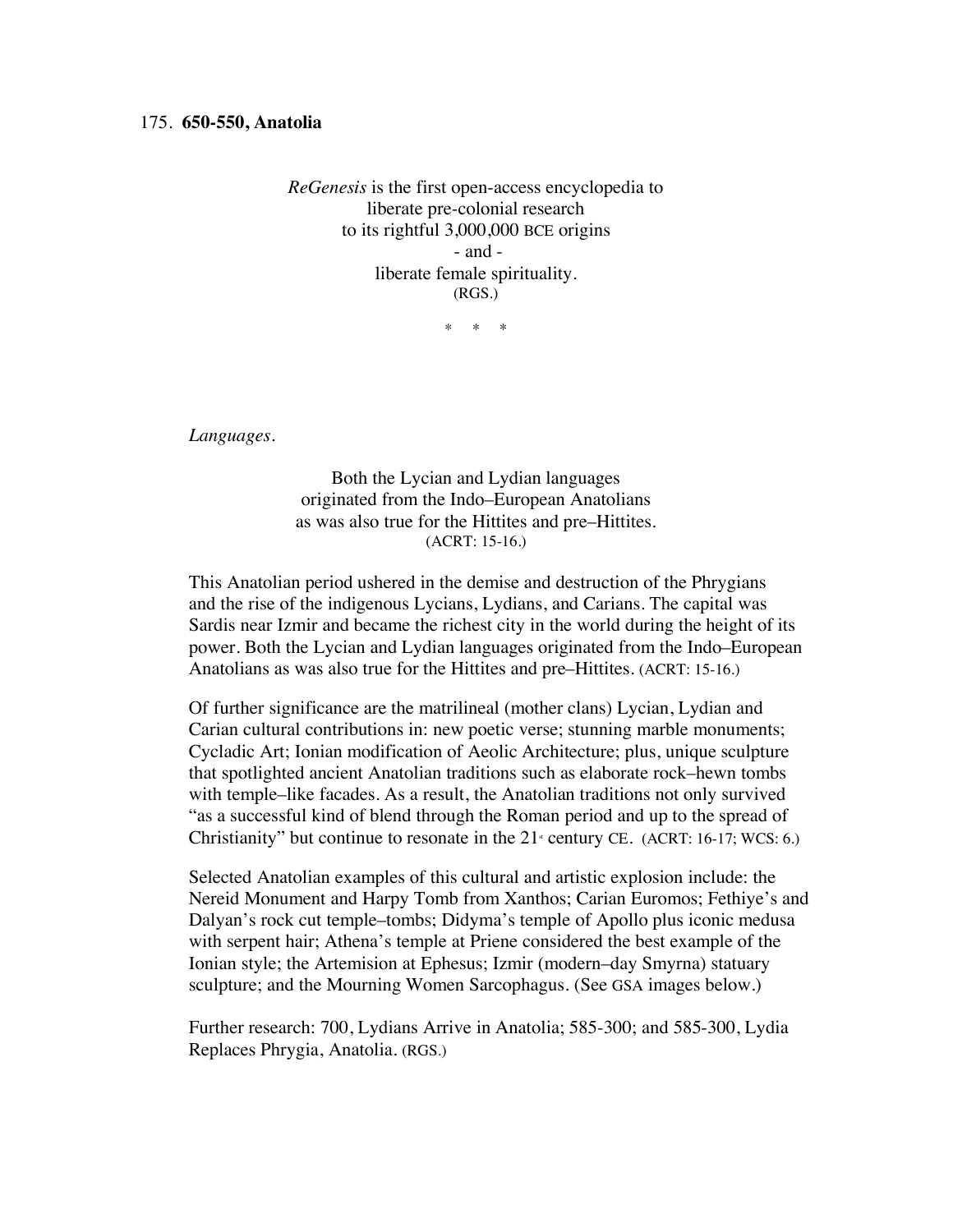175. **650-550, Anatolia**

*ReGenesis* is the first open-access encyclopedia to
liberate pre-colonial research
to its rightful 3,000,000 BCE origins
- and -
liberate female spirituality.
(RGS.)

\* \* \*

*Languages.*

Both the Lycian and Lydian languages
originated from the Indo–European Anatolians
as was also true for the Hittites and pre–Hittites.
(ACRT: 15-16.)

This Anatolian period ushered in the demise and destruction of the Phrygians and the rise of the indigenous Lycians, Lydians, and Carians. The capital was Sardis near Izmir and became the richest city in the world during the height of its power. Both the Lycian and Lydian languages originated from the Indo–European Anatolians as was also true for the Hittites and pre–Hittites. (ACRT: 15-16.)

Of further significance are the matrilineal (mother clans) Lycian, Lydian and Carian cultural contributions in: new poetic verse; stunning marble monuments; Cycladic Art; Ionian modification of Aeolic Architecture; plus, unique sculpture that spotlighted ancient Anatolian traditions such as elaborate rock–hewn tombs with temple–like facades. As a result, the Anatolian traditions not only survived "as a successful kind of blend through the Roman period and up to the spread of Christianity" but continue to resonate in the 21st century CE. (ACRT: 16-17; WCS: 6.)

Selected Anatolian examples of this cultural and artistic explosion include: the Nereid Monument and Harpy Tomb from Xanthos; Carian Euromos; Fethiye's and Dalyan's rock cut temple–tombs; Didyma's temple of Apollo plus iconic medusa with serpent hair; Athena's temple at Priene considered the best example of the Ionian style; the Artemision at Ephesus; Izmir (modern–day Smyrna) statuary sculpture; and the Mourning Women Sarcophagus. (See GSA images below.)

Further research: 700, Lydians Arrive in Anatolia; 585-300; and 585-300, Lydia Replaces Phrygia, Anatolia. (RGS.)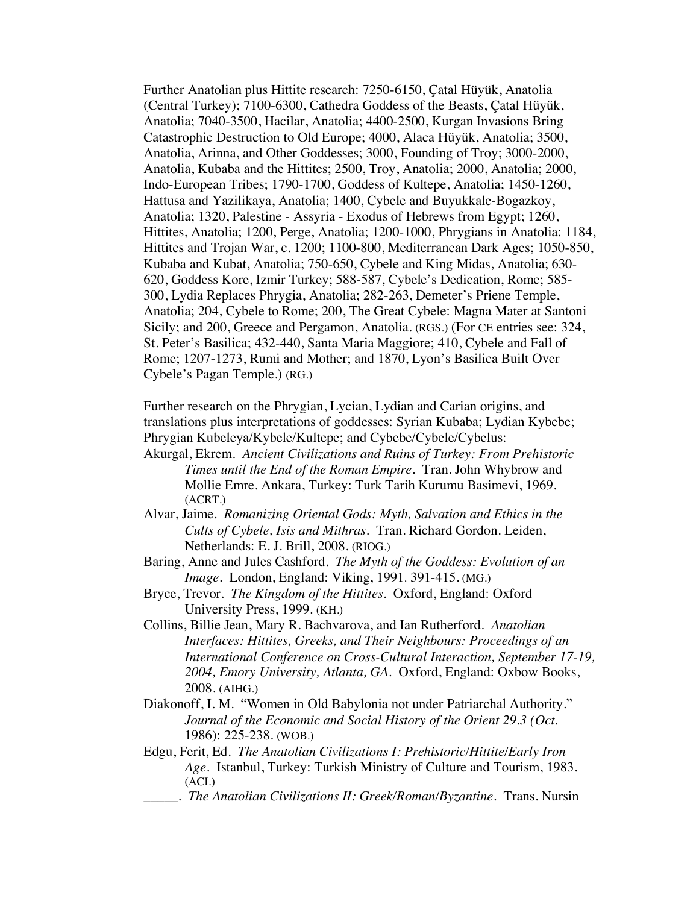Further Anatolian plus Hittite research: 7250-6150, Çatal Hüyük, Anatolia (Central Turkey); 7100-6300, Cathedra Goddess of the Beasts, Çatal Hüyük, Anatolia; 7040-3500, Hacilar, Anatolia; 4400-2500, Kurgan Invasions Bring Catastrophic Destruction to Old Europe; 4000, Alaca Hüyük, Anatolia; 3500, Anatolia, Arinna, and Other Goddesses; 3000, Founding of Troy; 3000-2000, Anatolia, Kubaba and the Hittites; 2500, Troy, Anatolia; 2000, Anatolia; 2000, Indo-European Tribes; 1790-1700, Goddess of Kultepe, Anatolia; 1450-1260, Hattusa and Yazilikaya, Anatolia; 1400, Cybele and Buyukkale-Bogazkoy, Anatolia; 1320, Palestine - Assyria - Exodus of Hebrews from Egypt; 1260, Hittites, Anatolia; 1200, Perge, Anatolia; 1200-1000, Phrygians in Anatolia: 1184, Hittites and Trojan War, c. 1200; 1100-800, Mediterranean Dark Ages; 1050-850, Kubaba and Kubat, Anatolia; 750-650, Cybele and King Midas, Anatolia; 630-620, Goddess Kore, Izmir Turkey; 588-587, Cybele's Dedication, Rome; 585-300, Lydia Replaces Phrygia, Anatolia; 282-263, Demeter's Priene Temple, Anatolia; 204, Cybele to Rome; 200, The Great Cybele: Magna Mater at Santoni Sicily; and 200, Greece and Pergamon, Anatolia. (RGS.) (For CE entries see: 324, St. Peter's Basilica; 432-440, Santa Maria Maggiore; 410, Cybele and Fall of Rome; 1207-1273, Rumi and Mother; and 1870, Lyon's Basilica Built Over Cybele's Pagan Temple.) (RG.)

Further research on the Phrygian, Lycian, Lydian and Carian origins, and translations plus interpretations of goddesses: Syrian Kubaba; Lydian Kybebe; Phrygian Kubeleya/Kybele/Kultepe; and Cybebe/Cybele/Cybelus:

Akurgal, Ekrem. *Ancient Civilizations and Ruins of Turkey: From Prehistoric Times until the End of the Roman Empire*. Tran. John Whybrow and Mollie Emre. Ankara, Turkey: Turk Tarih Kurumu Basimevi, 1969. (ACRT.)

Alvar, Jaime. *Romanizing Oriental Gods: Myth, Salvation and Ethics in the Cults of Cybele, Isis and Mithras*. Tran. Richard Gordon. Leiden, Netherlands: E. J. Brill, 2008. (RIOG.)

Baring, Anne and Jules Cashford. *The Myth of the Goddess: Evolution of an Image*. London, England: Viking, 1991. 391-415. (MG.)

Bryce, Trevor. *The Kingdom of the Hittites*. Oxford, England: Oxford University Press, 1999. (KH.)

Collins, Billie Jean, Mary R. Bachvarova, and Ian Rutherford. *Anatolian Interfaces: Hittites, Greeks, and Their Neighbours: Proceedings of an International Conference on Cross-Cultural Interaction, September 17-19, 2004, Emory University, Atlanta, GA*. Oxford, England: Oxbow Books, 2008. (AIHG.)

Diakonoff, I. M. "Women in Old Babylonia not under Patriarchal Authority." *Journal of the Economic and Social History of the Orient 29.3 (Oct.* 1986): 225-238. (WOB.)

Edgu, Ferit, Ed. *The Anatolian Civilizations I: Prehistoric/Hittite/Early Iron Age*. Istanbul, Turkey: Turkish Ministry of Culture and Tourism, 1983. (ACI.)

\_\_\_\_\_. *The Anatolian Civilizations II: Greek/Roman/Byzantine*. Trans. Nursin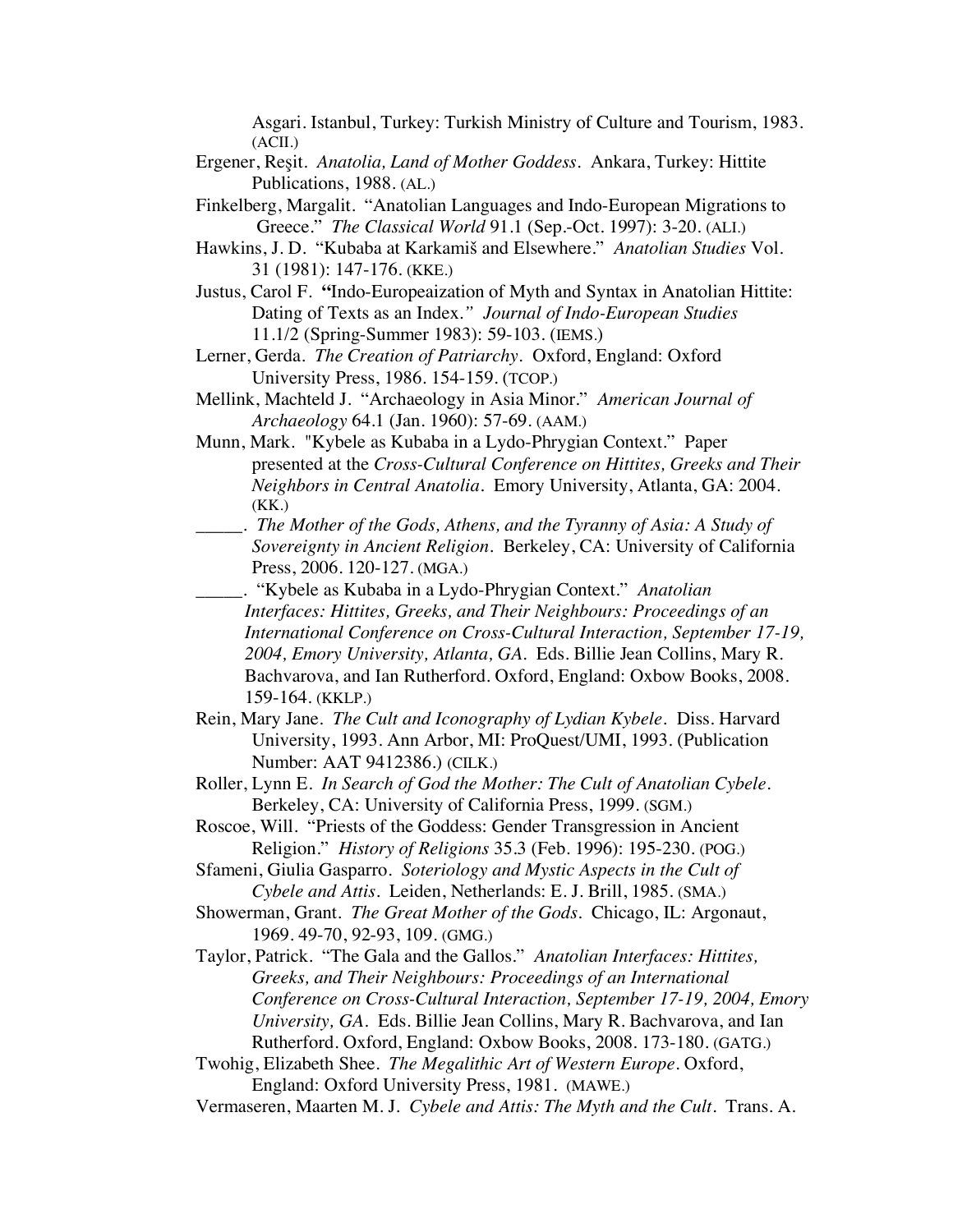Asgari. Istanbul, Turkey: Turkish Ministry of Culture and Tourism, 1983. (ACII.)

Ergener, Reşit. *Anatolia, Land of Mother Goddess*. Ankara, Turkey: Hittite Publications, 1988. (AL.)

Finkelberg, Margalit. "Anatolian Languages and Indo-European Migrations to Greece." *The Classical World* 91.1 (Sep.-Oct. 1997): 3-20. (ALI.)

Hawkins, J. D. "Kubaba at Karkamiš and Elsewhere." *Anatolian Studies* Vol. 31 (1981): 147-176. (KKE.)

Justus, Carol F. **"**Indo-Europeaization of Myth and Syntax in Anatolian Hittite: Dating of Texts as an Index." *Journal of Indo-European Studies* 11.1/2 (Spring-Summer 1983): 59-103. (IEMS.)

Lerner, Gerda. *The Creation of Patriarchy*. Oxford, England: Oxford University Press, 1986. 154-159. (TCOP.)

Mellink, Machteld J. "Archaeology in Asia Minor." *American Journal of Archaeology* 64.1 (Jan. 1960): 57-69. (AAM.)

Munn, Mark. "Kybele as Kubaba in a Lydo-Phrygian Context." Paper presented at the *Cross-Cultural Conference on Hittites, Greeks and Their Neighbors in Central Anatolia*. Emory University, Atlanta, GA: 2004. (KK.)

_____. *The Mother of the Gods, Athens, and the Tyranny of Asia: A Study of Sovereignty in Ancient Religion*. Berkeley, CA: University of California Press, 2006. 120-127. (MGA.)

_____. "Kybele as Kubaba in a Lydo-Phrygian Context." *Anatolian Interfaces: Hittites, Greeks, and Their Neighbours: Proceedings of an International Conference on Cross-Cultural Interaction, September 17-19, 2004, Emory University, Atlanta, GA*. Eds. Billie Jean Collins, Mary R. Bachvarova, and Ian Rutherford. Oxford, England: Oxbow Books, 2008. 159-164. (KKLP.)

Rein, Mary Jane. *The Cult and Iconography of Lydian Kybele*. Diss. Harvard University, 1993. Ann Arbor, MI: ProQuest/UMI, 1993. (Publication Number: AAT 9412386.) (CILK.)

Roller, Lynn E. *In Search of God the Mother: The Cult of Anatolian Cybele*. Berkeley, CA: University of California Press, 1999. (SGM.)

Roscoe, Will. "Priests of the Goddess: Gender Transgression in Ancient Religion." *History of Religions* 35.3 (Feb. 1996): 195-230. (POG.)

Sfameni, Giulia Gasparro. *Soteriology and Mystic Aspects in the Cult of Cybele and Attis*. Leiden, Netherlands: E. J. Brill, 1985. (SMA.)

Showerman, Grant. *The Great Mother of the Gods*. Chicago, IL: Argonaut, 1969. 49-70, 92-93, 109. (GMG.)

Taylor, Patrick. "The Gala and the Gallos." *Anatolian Interfaces: Hittites, Greeks, and Their Neighbours: Proceedings of an International Conference on Cross-Cultural Interaction, September 17-19, 2004, Emory University, GA*. Eds. Billie Jean Collins, Mary R. Bachvarova, and Ian Rutherford. Oxford, England: Oxbow Books, 2008. 173-180. (GATG.)

Twohig, Elizabeth Shee. *The Megalithic Art of Western Europe*. Oxford, England: Oxford University Press, 1981. (MAWE.)

Vermaseren, Maarten M. J. *Cybele and Attis: The Myth and the Cult*. Trans. A.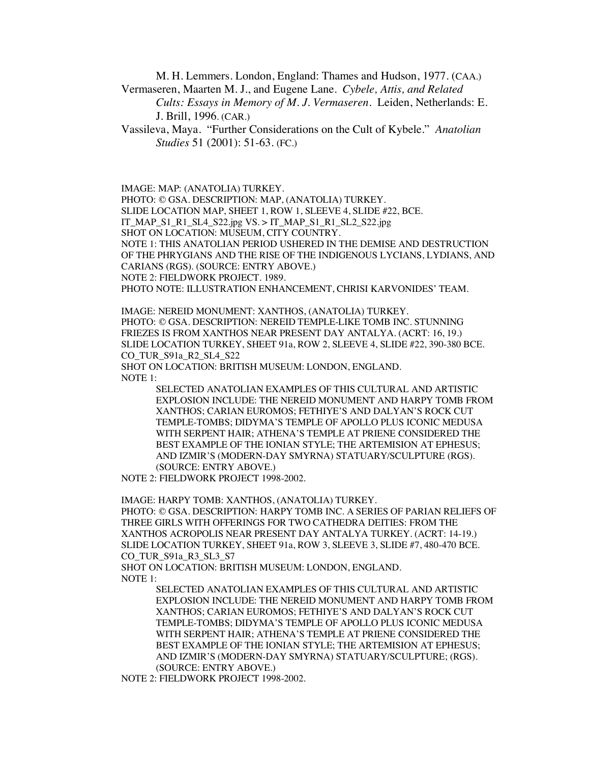M. H. Lemmers. London, England: Thames and Hudson, 1977. (CAA.)

Vermaseren, Maarten M. J., and Eugene Lane. *Cybele, Attis, and Related Cults: Essays in Memory of M. J. Vermaseren*. Leiden, Netherlands: E. J. Brill, 1996. (CAR.)

Vassileva, Maya. "Further Considerations on the Cult of Kybele." *Anatolian Studies* 51 (2001): 51-63. (FC.)

IMAGE: MAP: (ANATOLIA) TURKEY.
PHOTO: © GSA. DESCRIPTION: MAP, (ANATOLIA) TURKEY.
SLIDE LOCATION MAP, SHEET 1, ROW 1, SLEEVE 4, SLIDE #22, BCE.
IT_MAP_S1_R1_SL4_S22.jpg VS. > IT_MAP_S1_R1_SL2_S22.jpg
SHOT ON LOCATION: MUSEUM, CITY COUNTRY.
NOTE 1: THIS ANATOLIAN PERIOD USHERED IN THE DEMISE AND DESTRUCTION OF THE PHRYGIANS AND THE RISE OF THE INDIGENOUS LYCIANS, LYDIANS, AND CARIANS (RGS). (SOURCE: ENTRY ABOVE.)
NOTE 2: FIELDWORK PROJECT. 1989.
PHOTO NOTE: ILLUSTRATION ENHANCEMENT, CHRISI KARVONIDES' TEAM.

IMAGE: NEREID MONUMENT: XANTHOS, (ANATOLIA) TURKEY.
PHOTO: © GSA. DESCRIPTION: NEREID TEMPLE-LIKE TOMB INC. STUNNING FRIEZES IS FROM XANTHOS NEAR PRESENT DAY ANTALYA. (ACRT: 16, 19.)
SLIDE LOCATION TURKEY, SHEET 91a, ROW 2, SLEEVE 4, SLIDE #22, 390-380 BCE.
CO_TUR_S91a_R2_SL4_S22
SHOT ON LOCATION: BRITISH MUSEUM: LONDON, ENGLAND.
NOTE 1:

> SELECTED ANATOLIAN EXAMPLES OF THIS CULTURAL AND ARTISTIC EXPLOSION INCLUDE: THE NEREID MONUMENT AND HARPY TOMB FROM XANTHOS; CARIAN EUROMOS; FETHIYE'S AND DALYAN'S ROCK CUT TEMPLE-TOMBS; DIDYMA'S TEMPLE OF APOLLO PLUS ICONIC MEDUSA WITH SERPENT HAIR; ATHENA'S TEMPLE AT PRIENE CONSIDERED THE BEST EXAMPLE OF THE IONIAN STYLE; THE ARTEMISION AT EPHESUS; AND IZMIR'S (MODERN-DAY SMYRNA) STATUARY/SCULPTURE (RGS). (SOURCE: ENTRY ABOVE.)

NOTE 2: FIELDWORK PROJECT 1998-2002.

IMAGE: HARPY TOMB: XANTHOS, (ANATOLIA) TURKEY.
PHOTO: © GSA. DESCRIPTION: HARPY TOMB INC. A SERIES OF PARIAN RELIEFS OF THREE GIRLS WITH OFFERINGS FOR TWO CATHEDRA DEITIES: FROM THE XANTHOS ACROPOLIS NEAR PRESENT DAY ANTALYA TURKEY. (ACRT: 14-19.)
SLIDE LOCATION TURKEY, SHEET 91a, ROW 3, SLEEVE 3, SLIDE #7, 480-470 BCE.
CO_TUR_S91a_R3_SL3_S7
SHOT ON LOCATION: BRITISH MUSEUM: LONDON, ENGLAND.
NOTE 1:

> SELECTED ANATOLIAN EXAMPLES OF THIS CULTURAL AND ARTISTIC EXPLOSION INCLUDE: THE NEREID MONUMENT AND HARPY TOMB FROM XANTHOS; CARIAN EUROMOS; FETHIYE'S AND DALYAN'S ROCK CUT TEMPLE-TOMBS; DIDYMA'S TEMPLE OF APOLLO PLUS ICONIC MEDUSA WITH SERPENT HAIR; ATHENA'S TEMPLE AT PRIENE CONSIDERED THE BEST EXAMPLE OF THE IONIAN STYLE; THE ARTEMISION AT EPHESUS; AND IZMIR'S (MODERN-DAY SMYRNA) STATUARY/SCULPTURE; (RGS). (SOURCE: ENTRY ABOVE.)

NOTE 2: FIELDWORK PROJECT 1998-2002.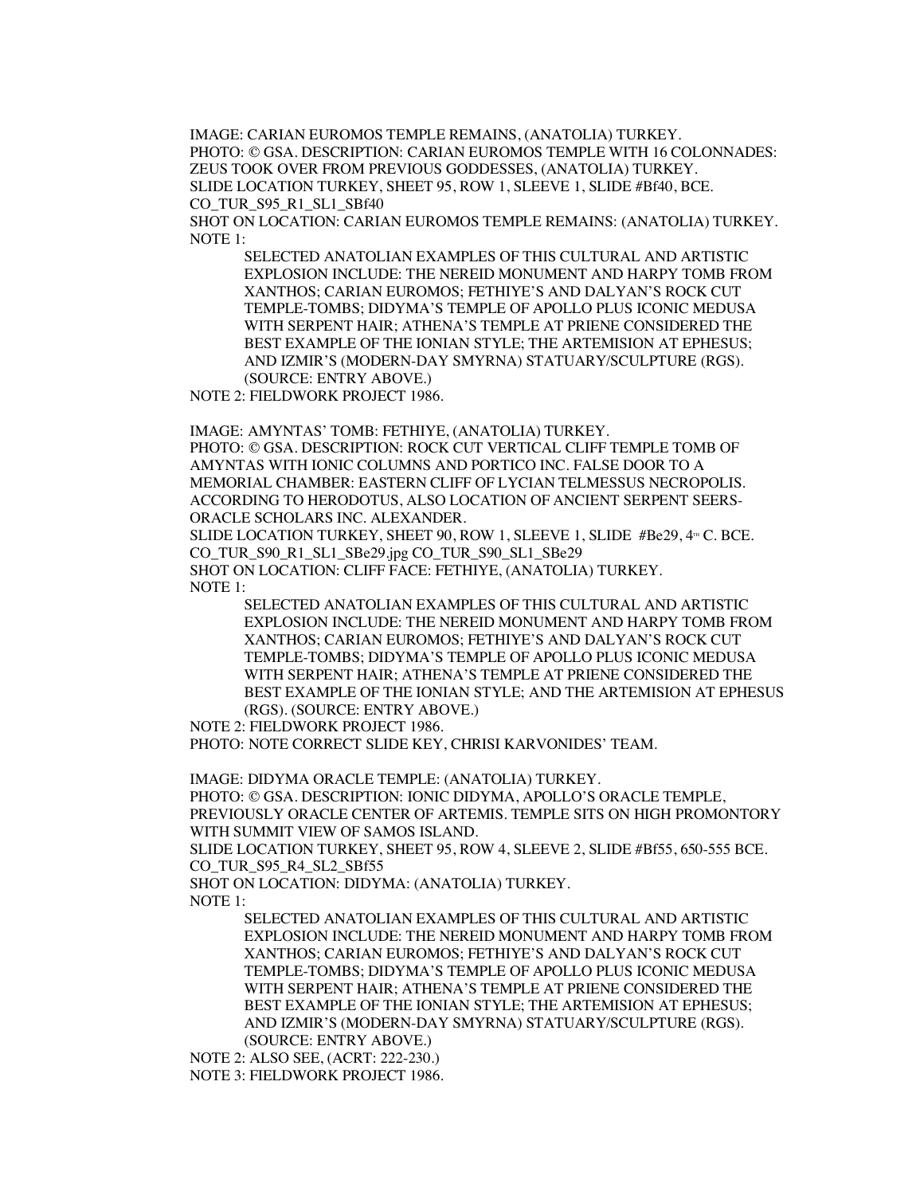IMAGE: CARIAN EUROMOS TEMPLE REMAINS, (ANATOLIA) TURKEY.
PHOTO: © GSA. DESCRIPTION: CARIAN EUROMOS TEMPLE WITH 16 COLONNADES: ZEUS TOOK OVER FROM PREVIOUS GODDESSES, (ANATOLIA) TURKEY.
SLIDE LOCATION TURKEY, SHEET 95, ROW 1, SLEEVE 1, SLIDE #Bf40, BCE.
CO_TUR_S95_R1_SL1_SBf40
SHOT ON LOCATION: CARIAN EUROMOS TEMPLE REMAINS: (ANATOLIA) TURKEY.
NOTE 1:

> SELECTED ANATOLIAN EXAMPLES OF THIS CULTURAL AND ARTISTIC EXPLOSION INCLUDE: THE NEREID MONUMENT AND HARPY TOMB FROM XANTHOS; CARIAN EUROMOS; FETHIYE'S AND DALYAN'S ROCK CUT TEMPLE-TOMBS; DIDYMA'S TEMPLE OF APOLLO PLUS ICONIC MEDUSA WITH SERPENT HAIR; ATHENA'S TEMPLE AT PRIENE CONSIDERED THE BEST EXAMPLE OF THE IONIAN STYLE; THE ARTEMISION AT EPHESUS; AND IZMIR'S (MODERN-DAY SMYRNA) STATUARY/SCULPTURE (RGS). (SOURCE: ENTRY ABOVE.)

NOTE 2: FIELDWORK PROJECT 1986.

IMAGE: AMYNTAS' TOMB: FETHIYE, (ANATOLIA) TURKEY.
PHOTO: © GSA. DESCRIPTION: ROCK CUT VERTICAL CLIFF TEMPLE TOMB OF AMYNTAS WITH IONIC COLUMNS AND PORTICO INC. FALSE DOOR TO A MEMORIAL CHAMBER: EASTERN CLIFF OF LYCIAN TELMESSUS NECROPOLIS. ACCORDING TO HERODOTUS, ALSO LOCATION OF ANCIENT SERPENT SEERS-ORACLE SCHOLARS INC. ALEXANDER.
SLIDE LOCATION TURKEY, SHEET 90, ROW 1, SLEEVE 1, SLIDE #Be29, 4TH C. BCE.
CO_TUR_S90_R1_SL1_SBe29.jpg CO_TUR_S90_SL1_SBe29
SHOT ON LOCATION: CLIFF FACE: FETHIYE, (ANATOLIA) TURKEY.
NOTE 1:

> SELECTED ANATOLIAN EXAMPLES OF THIS CULTURAL AND ARTISTIC EXPLOSION INCLUDE: THE NEREID MONUMENT AND HARPY TOMB FROM XANTHOS; CARIAN EUROMOS; FETHIYE'S AND DALYAN'S ROCK CUT TEMPLE-TOMBS; DIDYMA'S TEMPLE OF APOLLO PLUS ICONIC MEDUSA WITH SERPENT HAIR; ATHENA'S TEMPLE AT PRIENE CONSIDERED THE BEST EXAMPLE OF THE IONIAN STYLE; AND THE ARTEMISION AT EPHESUS (RGS). (SOURCE: ENTRY ABOVE.)

NOTE 2: FIELDWORK PROJECT 1986.
PHOTO: NOTE CORRECT SLIDE KEY, CHRISI KARVONIDES' TEAM.

IMAGE: DIDYMA ORACLE TEMPLE: (ANATOLIA) TURKEY.
PHOTO: © GSA. DESCRIPTION: IONIC DIDYMA, APOLLO'S ORACLE TEMPLE, PREVIOUSLY ORACLE CENTER OF ARTEMIS. TEMPLE SITS ON HIGH PROMONTORY WITH SUMMIT VIEW OF SAMOS ISLAND.
SLIDE LOCATION TURKEY, SHEET 95, ROW 4, SLEEVE 2, SLIDE #Bf55, 650-555 BCE.
CO_TUR_S95_R4_SL2_SBf55
SHOT ON LOCATION: DIDYMA: (ANATOLIA) TURKEY.
NOTE 1:

> SELECTED ANATOLIAN EXAMPLES OF THIS CULTURAL AND ARTISTIC EXPLOSION INCLUDE: THE NEREID MONUMENT AND HARPY TOMB FROM XANTHOS; CARIAN EUROMOS; FETHIYE'S AND DALYAN'S ROCK CUT TEMPLE-TOMBS; DIDYMA'S TEMPLE OF APOLLO PLUS ICONIC MEDUSA WITH SERPENT HAIR; ATHENA'S TEMPLE AT PRIENE CONSIDERED THE BEST EXAMPLE OF THE IONIAN STYLE; THE ARTEMISION AT EPHESUS; AND IZMIR'S (MODERN-DAY SMYRNA) STATUARY/SCULPTURE (RGS). (SOURCE: ENTRY ABOVE.)

NOTE 2: ALSO SEE, (ACRT: 222-230.)
NOTE 3: FIELDWORK PROJECT 1986.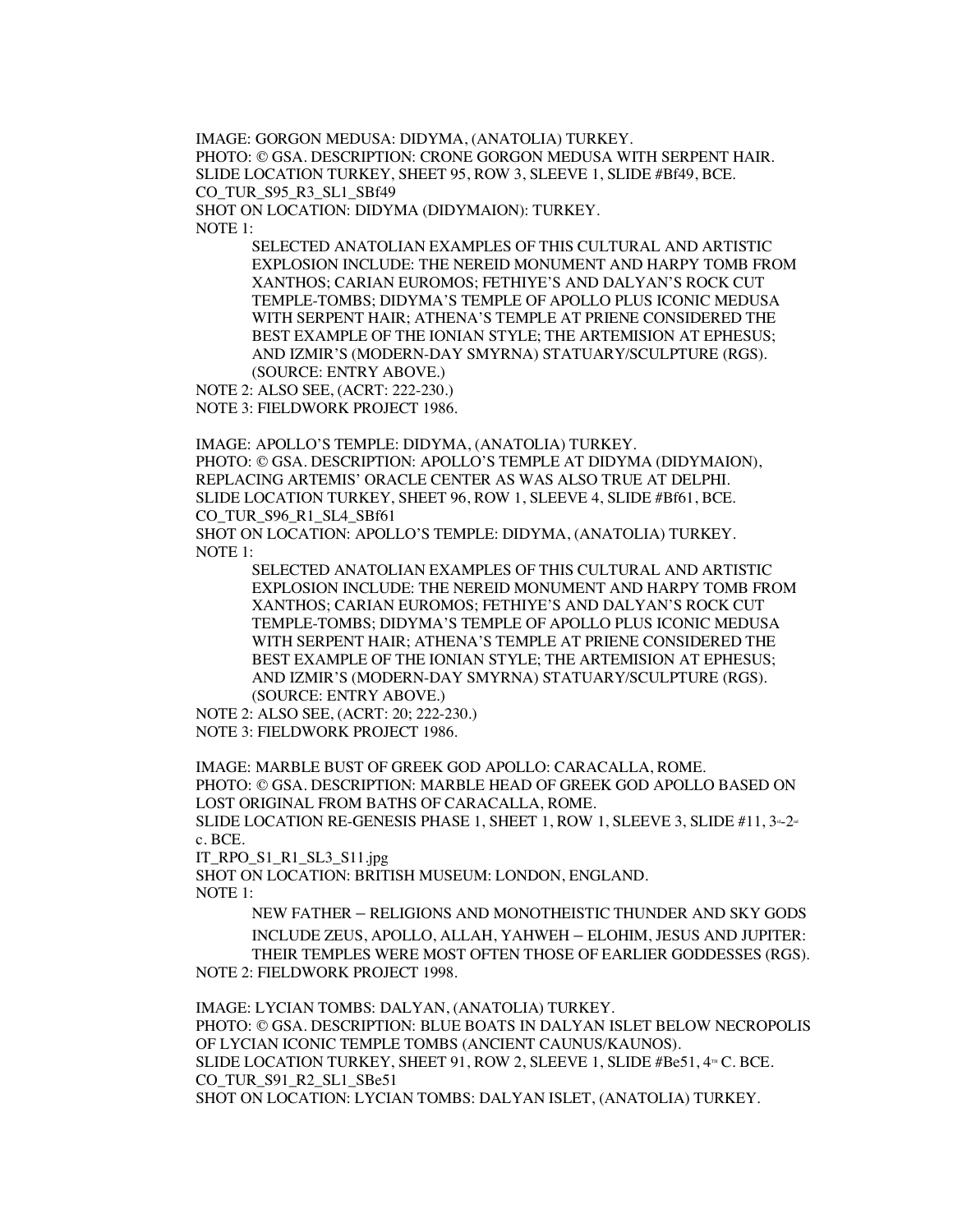IMAGE: GORGON MEDUSA: DIDYMA, (ANATOLIA) TURKEY.
PHOTO: © GSA. DESCRIPTION: CRONE GORGON MEDUSA WITH SERPENT HAIR.
SLIDE LOCATION TURKEY, SHEET 95, ROW 3, SLEEVE 1, SLIDE #Bf49, BCE.
CO_TUR_S95_R3_SL1_SBf49
SHOT ON LOCATION: DIDYMA (DIDYMAION): TURKEY.
NOTE 1:

> SELECTED ANATOLIAN EXAMPLES OF THIS CULTURAL AND ARTISTIC EXPLOSION INCLUDE: THE NEREID MONUMENT AND HARPY TOMB FROM XANTHOS; CARIAN EUROMOS; FETHIYE'S AND DALYAN'S ROCK CUT TEMPLE-TOMBS; DIDYMA'S TEMPLE OF APOLLO PLUS ICONIC MEDUSA WITH SERPENT HAIR; ATHENA'S TEMPLE AT PRIENE CONSIDERED THE BEST EXAMPLE OF THE IONIAN STYLE; THE ARTEMISION AT EPHESUS; AND IZMIR'S (MODERN-DAY SMYRNA) STATUARY/SCULPTURE (RGS). (SOURCE: ENTRY ABOVE.)

NOTE 2: ALSO SEE, (ACRT: 222-230.)
NOTE 3: FIELDWORK PROJECT 1986.

IMAGE: APOLLO'S TEMPLE: DIDYMA, (ANATOLIA) TURKEY.
PHOTO: © GSA. DESCRIPTION: APOLLO'S TEMPLE AT DIDYMA (DIDYMAION), REPLACING ARTEMIS' ORACLE CENTER AS WAS ALSO TRUE AT DELPHI.
SLIDE LOCATION TURKEY, SHEET 96, ROW 1, SLEEVE 4, SLIDE #Bf61, BCE.
CO_TUR_S96_R1_SL4_SBf61
SHOT ON LOCATION: APOLLO'S TEMPLE: DIDYMA, (ANATOLIA) TURKEY.
NOTE 1:

> SELECTED ANATOLIAN EXAMPLES OF THIS CULTURAL AND ARTISTIC EXPLOSION INCLUDE: THE NEREID MONUMENT AND HARPY TOMB FROM XANTHOS; CARIAN EUROMOS; FETHIYE'S AND DALYAN'S ROCK CUT TEMPLE-TOMBS; DIDYMA'S TEMPLE OF APOLLO PLUS ICONIC MEDUSA WITH SERPENT HAIR; ATHENA'S TEMPLE AT PRIENE CONSIDERED THE BEST EXAMPLE OF THE IONIAN STYLE; THE ARTEMISION AT EPHESUS; AND IZMIR'S (MODERN-DAY SMYRNA) STATUARY/SCULPTURE (RGS). (SOURCE: ENTRY ABOVE.)

NOTE 2: ALSO SEE, (ACRT: 20; 222-230.)
NOTE 3: FIELDWORK PROJECT 1986.

IMAGE: MARBLE BUST OF GREEK GOD APOLLO: CARACALLA, ROME.
PHOTO: © GSA. DESCRIPTION: MARBLE HEAD OF GREEK GOD APOLLO BASED ON LOST ORIGINAL FROM BATHS OF CARACALLA, ROME.
SLIDE LOCATION RE-GENESIS PHASE 1, SHEET 1, ROW 1, SLEEVE 3, SLIDE #11, 3rd-2nd c. BCE.
IT_RPO_S1_R1_SL3_S11.jpg
SHOT ON LOCATION: BRITISH MUSEUM: LONDON, ENGLAND.
NOTE 1:

> NEW FATHER – RELIGIONS AND MONOTHEISTIC THUNDER AND SKY GODS INCLUDE ZEUS, APOLLO, ALLAH, YAHWEH – ELOHIM, JESUS AND JUPITER: THEIR TEMPLES WERE MOST OFTEN THOSE OF EARLIER GODDESSES (RGS).

NOTE 2: FIELDWORK PROJECT 1998.

IMAGE: LYCIAN TOMBS: DALYAN, (ANATOLIA) TURKEY.
PHOTO: © GSA. DESCRIPTION: BLUE BOATS IN DALYAN ISLET BELOW NECROPOLIS OF LYCIAN ICONIC TEMPLE TOMBS (ANCIENT CAUNUS/KAUNOS).
SLIDE LOCATION TURKEY, SHEET 91, ROW 2, SLEEVE 1, SLIDE #Be51, 4TH C. BCE.
CO_TUR_S91_R2_SL1_SBe51
SHOT ON LOCATION: LYCIAN TOMBS: DALYAN ISLET, (ANATOLIA) TURKEY.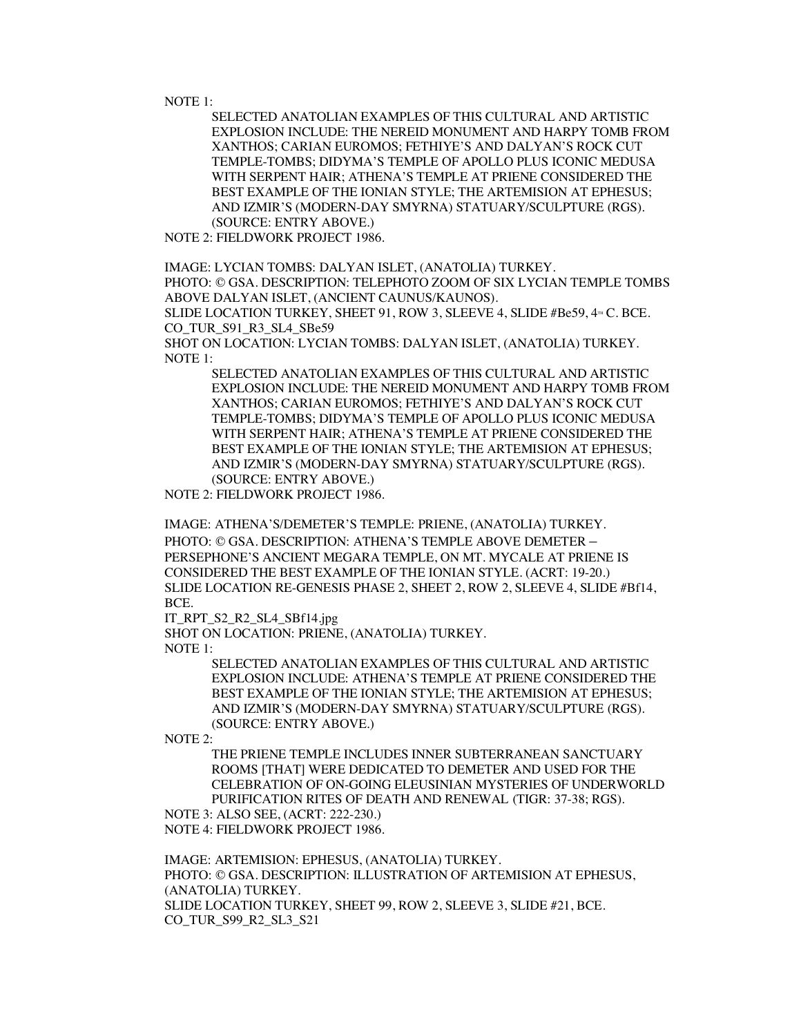NOTE 1:

SELECTED ANATOLIAN EXAMPLES OF THIS CULTURAL AND ARTISTIC EXPLOSION INCLUDE: THE NEREID MONUMENT AND HARPY TOMB FROM XANTHOS; CARIAN EUROMOS; FETHIYE'S AND DALYAN'S ROCK CUT TEMPLE-TOMBS; DIDYMA'S TEMPLE OF APOLLO PLUS ICONIC MEDUSA WITH SERPENT HAIR; ATHENA'S TEMPLE AT PRIENE CONSIDERED THE BEST EXAMPLE OF THE IONIAN STYLE; THE ARTEMISION AT EPHESUS; AND IZMIR'S (MODERN-DAY SMYRNA) STATUARY/SCULPTURE (RGS). (SOURCE: ENTRY ABOVE.)

NOTE 2: FIELDWORK PROJECT 1986.

IMAGE: LYCIAN TOMBS: DALYAN ISLET, (ANATOLIA) TURKEY.
PHOTO: © GSA. DESCRIPTION: TELEPHOTO ZOOM OF SIX LYCIAN TEMPLE TOMBS ABOVE DALYAN ISLET, (ANCIENT CAUNUS/KAUNOS).
SLIDE LOCATION TURKEY, SHEET 91, ROW 3, SLEEVE 4, SLIDE #Be59, 4TH C. BCE.
CO_TUR_S91_R3_SL4_SBe59
SHOT ON LOCATION: LYCIAN TOMBS: DALYAN ISLET, (ANATOLIA) TURKEY.
NOTE 1:

SELECTED ANATOLIAN EXAMPLES OF THIS CULTURAL AND ARTISTIC EXPLOSION INCLUDE: THE NEREID MONUMENT AND HARPY TOMB FROM XANTHOS; CARIAN EUROMOS; FETHIYE'S AND DALYAN'S ROCK CUT TEMPLE-TOMBS; DIDYMA'S TEMPLE OF APOLLO PLUS ICONIC MEDUSA WITH SERPENT HAIR; ATHENA'S TEMPLE AT PRIENE CONSIDERED THE BEST EXAMPLE OF THE IONIAN STYLE; THE ARTEMISION AT EPHESUS; AND IZMIR'S (MODERN-DAY SMYRNA) STATUARY/SCULPTURE (RGS). (SOURCE: ENTRY ABOVE.)

NOTE 2: FIELDWORK PROJECT 1986.

IMAGE: ATHENA'S/DEMETER'S TEMPLE: PRIENE, (ANATOLIA) TURKEY.
PHOTO: © GSA. DESCRIPTION: ATHENA'S TEMPLE ABOVE DEMETER – PERSEPHONE'S ANCIENT MEGARA TEMPLE, ON MT. MYCALE AT PRIENE IS CONSIDERED THE BEST EXAMPLE OF THE IONIAN STYLE. (ACRT: 19-20.)
SLIDE LOCATION RE-GENESIS PHASE 2, SHEET 2, ROW 2, SLEEVE 4, SLIDE #Bf14, BCE.
IT_RPT_S2_R2_SL4_SBf14.jpg
SHOT ON LOCATION: PRIENE, (ANATOLIA) TURKEY.
NOTE 1:

SELECTED ANATOLIAN EXAMPLES OF THIS CULTURAL AND ARTISTIC EXPLOSION INCLUDE: ATHENA'S TEMPLE AT PRIENE CONSIDERED THE BEST EXAMPLE OF THE IONIAN STYLE; THE ARTEMISION AT EPHESUS; AND IZMIR'S (MODERN-DAY SMYRNA) STATUARY/SCULPTURE (RGS). (SOURCE: ENTRY ABOVE.)

NOTE 2:

THE PRIENE TEMPLE INCLUDES INNER SUBTERRANEAN SANCTUARY ROOMS [THAT] WERE DEDICATED TO DEMETER AND USED FOR THE CELEBRATION OF ON-GOING ELEUSINIAN MYSTERIES OF UNDERWORLD PURIFICATION RITES OF DEATH AND RENEWAL (TIGR: 37-38; RGS).

NOTE 3: ALSO SEE, (ACRT: 222-230.)
NOTE 4: FIELDWORK PROJECT 1986.

IMAGE: ARTEMISION: EPHESUS, (ANATOLIA) TURKEY.
PHOTO: © GSA. DESCRIPTION: ILLUSTRATION OF ARTEMISION AT EPHESUS, (ANATOLIA) TURKEY.
SLIDE LOCATION TURKEY, SHEET 99, ROW 2, SLEEVE 3, SLIDE #21, BCE.
CO_TUR_S99_R2_SL3_S21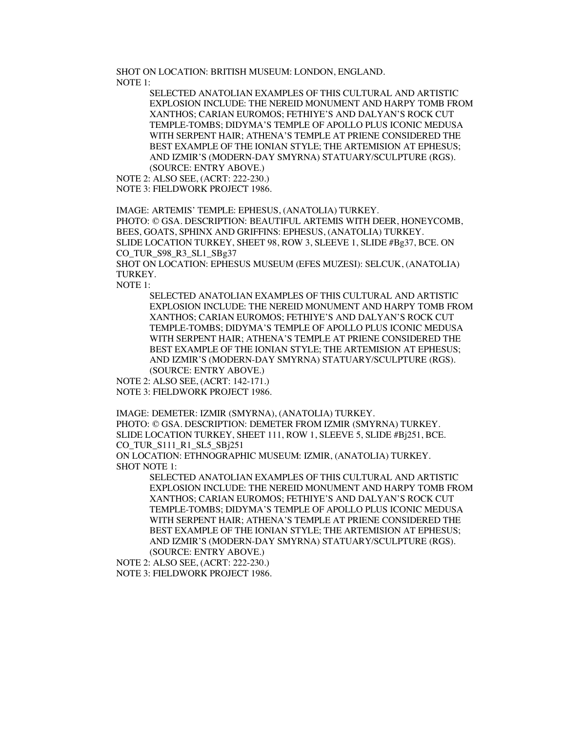SHOT ON LOCATION: BRITISH MUSEUM: LONDON, ENGLAND.
NOTE 1:

SELECTED ANATOLIAN EXAMPLES OF THIS CULTURAL AND ARTISTIC EXPLOSION INCLUDE: THE NEREID MONUMENT AND HARPY TOMB FROM XANTHOS; CARIAN EUROMOS; FETHIYE'S AND DALYAN'S ROCK CUT TEMPLE-TOMBS; DIDYMA'S TEMPLE OF APOLLO PLUS ICONIC MEDUSA WITH SERPENT HAIR; ATHENA'S TEMPLE AT PRIENE CONSIDERED THE BEST EXAMPLE OF THE IONIAN STYLE; THE ARTEMISION AT EPHESUS; AND IZMIR'S (MODERN-DAY SMYRNA) STATUARY/SCULPTURE (RGS). (SOURCE: ENTRY ABOVE.)

NOTE 2: ALSO SEE, (ACRT: 222-230.)
NOTE 3: FIELDWORK PROJECT 1986.

IMAGE: ARTEMIS' TEMPLE: EPHESUS, (ANATOLIA) TURKEY.
PHOTO: © GSA. DESCRIPTION: BEAUTIFUL ARTEMIS WITH DEER, HONEYCOMB, BEES, GOATS, SPHINX AND GRIFFINS: EPHESUS, (ANATOLIA) TURKEY.
SLIDE LOCATION TURKEY, SHEET 98, ROW 3, SLEEVE 1, SLIDE #Bg37, BCE. ON CO_TUR_S98_R3_SL1_SBg37
SHOT ON LOCATION: EPHESUS MUSEUM (EFES MUZESI): SELCUK, (ANATOLIA) TURKEY.
NOTE 1:

SELECTED ANATOLIAN EXAMPLES OF THIS CULTURAL AND ARTISTIC EXPLOSION INCLUDE: THE NEREID MONUMENT AND HARPY TOMB FROM XANTHOS; CARIAN EUROMOS; FETHIYE'S AND DALYAN'S ROCK CUT TEMPLE-TOMBS; DIDYMA'S TEMPLE OF APOLLO PLUS ICONIC MEDUSA WITH SERPENT HAIR; ATHENA'S TEMPLE AT PRIENE CONSIDERED THE BEST EXAMPLE OF THE IONIAN STYLE; THE ARTEMISION AT EPHESUS; AND IZMIR'S (MODERN-DAY SMYRNA) STATUARY/SCULPTURE (RGS). (SOURCE: ENTRY ABOVE.)

NOTE 2: ALSO SEE, (ACRT: 142-171.)
NOTE 3: FIELDWORK PROJECT 1986.

IMAGE: DEMETER: IZMIR (SMYRNA), (ANATOLIA) TURKEY.
PHOTO: © GSA. DESCRIPTION: DEMETER FROM IZMIR (SMYRNA) TURKEY.
SLIDE LOCATION TURKEY, SHEET 111, ROW 1, SLEEVE 5, SLIDE #Bj251, BCE.
CO_TUR_S111_R1_SL5_SBj251
ON LOCATION: ETHNOGRAPHIC MUSEUM: IZMIR, (ANATOLIA) TURKEY.
SHOT NOTE 1:

SELECTED ANATOLIAN EXAMPLES OF THIS CULTURAL AND ARTISTIC EXPLOSION INCLUDE: THE NEREID MONUMENT AND HARPY TOMB FROM XANTHOS; CARIAN EUROMOS; FETHIYE'S AND DALYAN'S ROCK CUT TEMPLE-TOMBS; DIDYMA'S TEMPLE OF APOLLO PLUS ICONIC MEDUSA WITH SERPENT HAIR; ATHENA'S TEMPLE AT PRIENE CONSIDERED THE BEST EXAMPLE OF THE IONIAN STYLE; THE ARTEMISION AT EPHESUS; AND IZMIR'S (MODERN-DAY SMYRNA) STATUARY/SCULPTURE (RGS). (SOURCE: ENTRY ABOVE.)

NOTE 2: ALSO SEE, (ACRT: 222-230.)
NOTE 3: FIELDWORK PROJECT 1986.